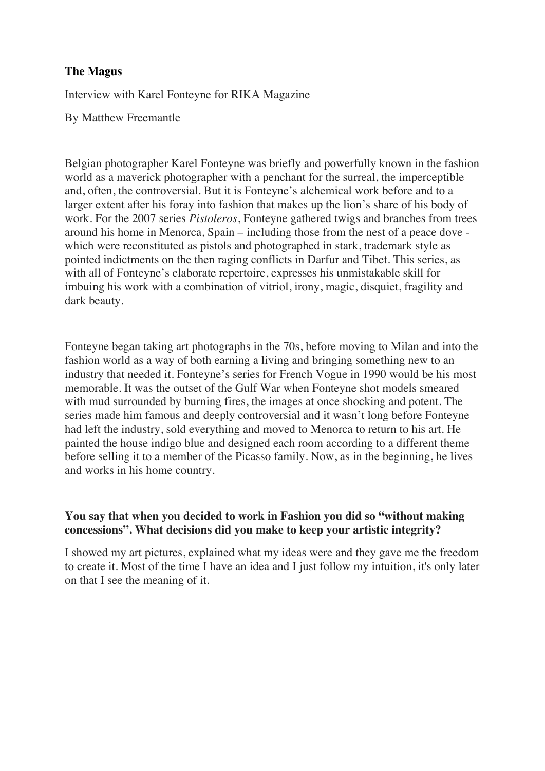# The Magus

Interview with Karel Fonteyne for RIKA Magazine

By Matthew Freemantle

Belgian photographer Karel Fonteyne was briefly and powerfully known in the fashion world as a maverick photographer with a penchant for the surreal, the imperceptible and, often, the controversial. But it is Fonteyne's alchemical work before and to a larger extent after his foray into fashion that makes up the lion's share of his body of work. For the 2007 series *Pistoleros*, Fonteyne gathered twigs and branches from trees around his home in Menorca, Spain – including those from the nest of a peace dove - which were reconstituted as pistols and photographed in stark, trademark style as pointed indictments on the then raging conflicts in Darfur and Tibet. This series, as with all of Fonteyne's elaborate repertoire, expresses his unmistakable skill for imbuing his work with a combination of vitriol, irony, magic, disquiet, fragility and dark beauty.

Fonteyne began taking art photographs in the 70s, before moving to Milan and into the fashion world as a way of both earning a living and bringing something new to an industry that needed it. Fonteyne's series for French Vogue in 1990 would be his most memorable. It was the outset of the Gulf War when Fonteyne shot models smeared with mud surrounded by burning fires, the images at once shocking and potent. The series made him famous and deeply controversial and it wasn't long before Fonteyne had left the industry, sold everything and moved to Menorca to return to his art. He painted the house indigo blue and designed each room according to a different theme before selling it to a member of the Picasso family. Now, as in the beginning, he lives and works in his home country.

**You say that when you decided to work in Fashion you did so "without making concessions". What decisions did you make to keep your artistic integrity?**

I showed my art pictures, explained what my ideas were and they gave me the freedom to create it. Most of the time I have an idea and I just follow my intuition, it's only later on that I see the meaning of it.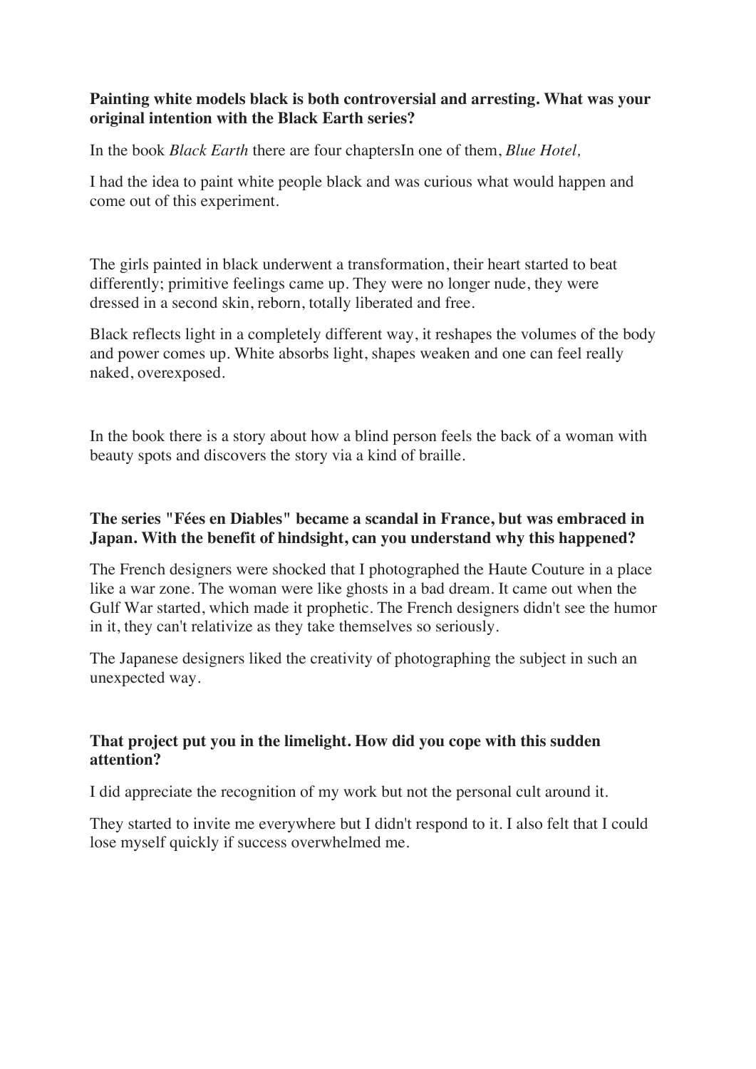**Painting white models black is both controversial and arresting. What was your original intention with the Black Earth series?**

In the book *Black Earth* there are four chaptersIn one of them, *Blue Hotel,*

I had the idea to paint white people black and was curious what would happen and come out of this experiment.

The girls painted in black underwent a transformation, their heart started to beat differently; primitive feelings came up. They were no longer nude, they were dressed in a second skin, reborn, totally liberated and free.

Black reflects light in a completely different way, it reshapes the volumes of the body and power comes up. White absorbs light, shapes weaken and one can feel really naked, overexposed.

In the book there is a story about how a blind person feels the back of a woman with beauty spots and discovers the story via a kind of braille.

**The series "Fées en Diables" became a scandal in France, but was embraced in Japan. With the benefit of hindsight, can you understand why this happened?**

The French designers were shocked that I photographed the Haute Couture in a place like a war zone. The woman were like ghosts in a bad dream. It came out when the Gulf War started, which made it prophetic. The French designers didn't see the humor in it, they can't relativize as they take themselves so seriously.

The Japanese designers liked the creativity of photographing the subject in such an unexpected way.

**That project put you in the limelight. How did you cope with this sudden attention?**

I did appreciate the recognition of my work but not the personal cult around it.

They started to invite me everywhere but I didn't respond to it. I also felt that I could lose myself quickly if success overwhelmed me.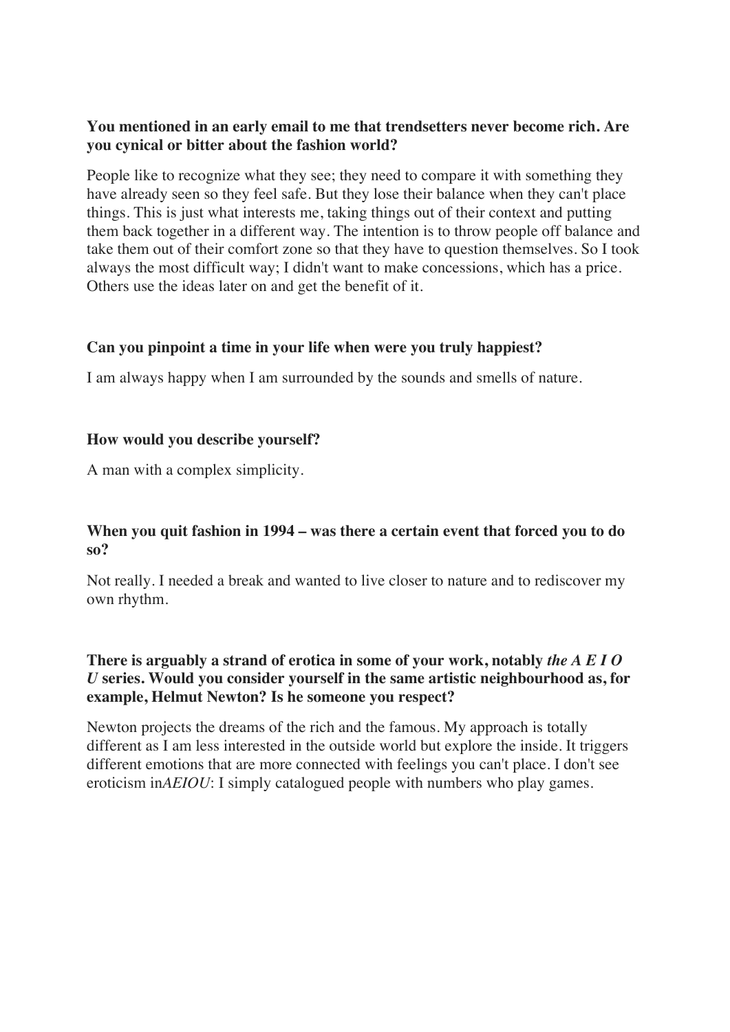**You mentioned in an early email to me that trendsetters never become rich. Are you cynical or bitter about the fashion world?**

People like to recognize what they see; they need to compare it with something they have already seen so they feel safe. But they lose their balance when they can't place things. This is just what interests me, taking things out of their context and putting them back together in a different way. The intention is to throw people off balance and take them out of their comfort zone so that they have to question themselves. So I took always the most difficult way; I didn't want to make concessions, which has a price. Others use the ideas later on and get the benefit of it.

**Can you pinpoint a time in your life when were you truly happiest?**

I am always happy when I am surrounded by the sounds and smells of nature.

**How would you describe yourself?**

A man with a complex simplicity.

**When you quit fashion in 1994 – was there a certain event that forced you to do so?**

Not really. I needed a break and wanted to live closer to nature and to rediscover my own rhythm.

**There is arguably a strand of erotica in some of your work, notably *the A E I O U* series. Would you consider yourself in the same artistic neighbourhood as, for example, Helmut Newton? Is he someone you respect?**

Newton projects the dreams of the rich and the famous. My approach is totally different as I am less interested in the outside world but explore the inside. It triggers different emotions that are more connected with feelings you can't place. I don't see eroticism in*AEIOU*: I simply catalogued people with numbers who play games.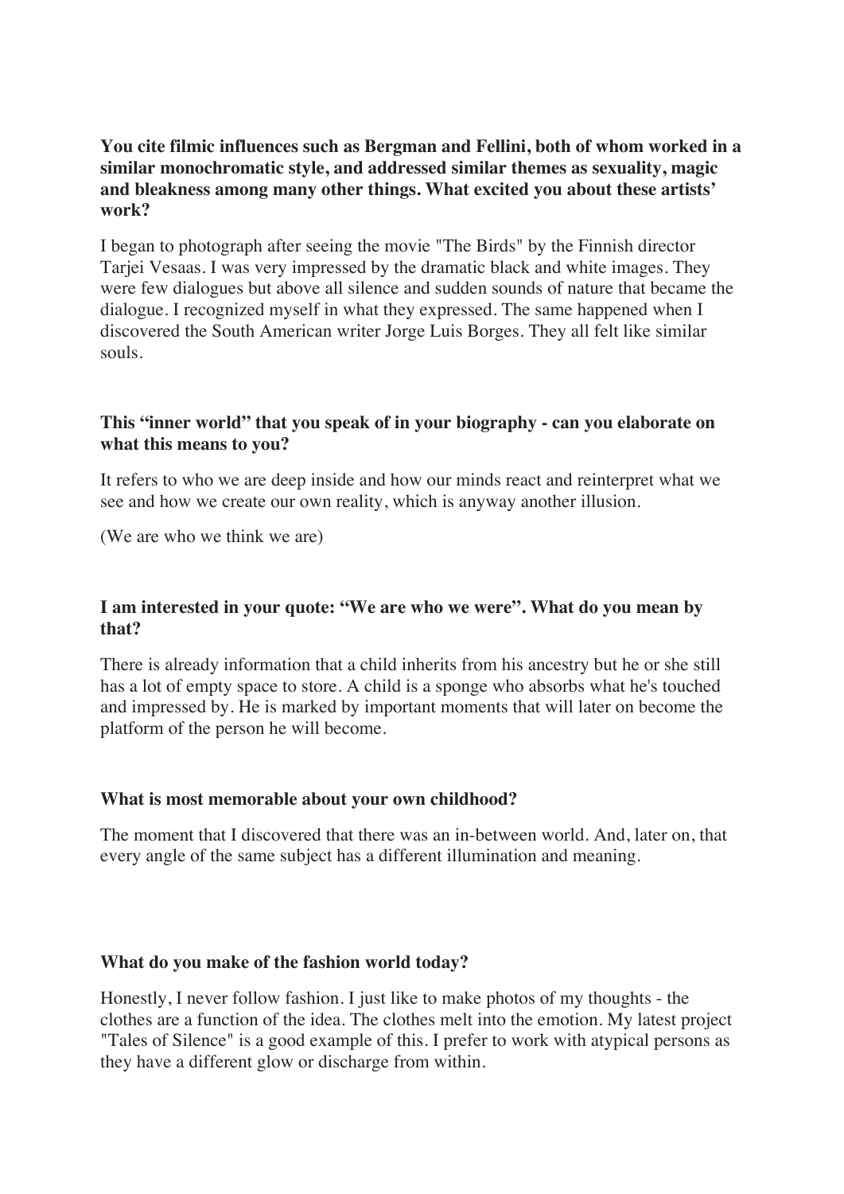**You cite filmic influences such as Bergman and Fellini, both of whom worked in a similar monochromatic style, and addressed similar themes as sexuality, magic and bleakness among many other things. What excited you about these artists' work?**

I began to photograph after seeing the movie "The Birds" by the Finnish director Tarjei Vesaas. I was very impressed by the dramatic black and white images. They were few dialogues but above all silence and sudden sounds of nature that became the dialogue. I recognized myself in what they expressed. The same happened when I discovered the South American writer Jorge Luis Borges. They all felt like similar souls.

**This "inner world" that you speak of in your biography - can you elaborate on what this means to you?**

It refers to who we are deep inside and how our minds react and reinterpret what we see and how we create our own reality, which is anyway another illusion.

(We are who we think we are)

**I am interested in your quote: "We are who we were". What do you mean by that?**

There is already information that a child inherits from his ancestry but he or she still has a lot of empty space to store. A child is a sponge who absorbs what he's touched and impressed by. He is marked by important moments that will later on become the platform of the person he will become.

**What is most memorable about your own childhood?**

The moment that I discovered that there was an in-between world. And, later on, that every angle of the same subject has a different illumination and meaning.

**What do you make of the fashion world today?**

Honestly, I never follow fashion. I just like to make photos of my thoughts - the clothes are a function of the idea. The clothes melt into the emotion. My latest project "Tales of Silence" is a good example of this. I prefer to work with atypical persons as they have a different glow or discharge from within.